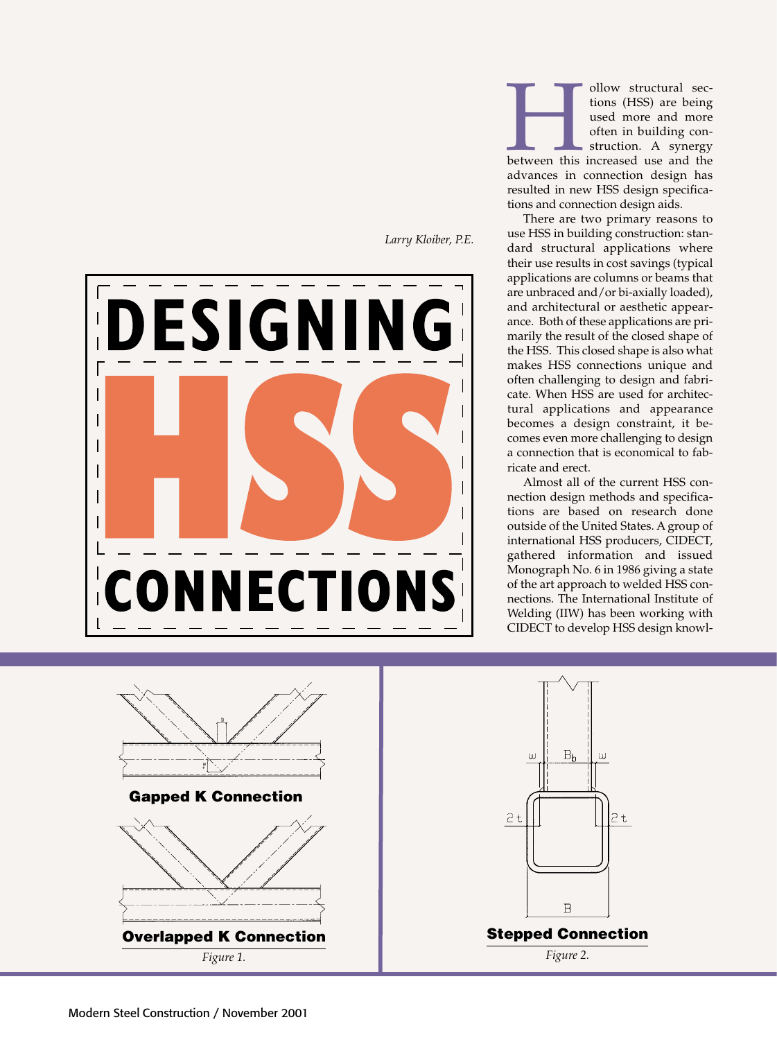# DESIGNING HSS CONNECTIONS

*Larry Kloiber, P.E.*

Hollow structural sections (HSS) are being used more and more often in building construction. A synergy between this increased use and the advances in connection design has resulted in new HSS design specifications and connection design aids.

There are two primary reasons to use HSS in building construction: standard structural applications where their use results in cost savings (typical applications are columns or beams that are unbraced and/or bi-axially loaded), and architectural or aesthetic appearance. Both of these applications are primarily the result of the closed shape of the HSS. This closed shape is also what makes HSS connections unique and often challenging to design and fabricate. When HSS are used for architectural applications and appearance becomes a design constraint, it becomes even more challenging to design a connection that is economical to fabricate and erect.

Almost all of the current HSS connection design methods and specifications are based on research done outside of the United States. A group of international HSS producers, CIDECT, gathered information and issued Monograph No. 6 in 1986 giving a state of the art approach to welded HSS connections. The International Institute of Welding (IIW) has been working with CIDECT to develop HSS design knowl-

**Gapped K Connection**

**Overlapped K Connection**

*Figure 1.*

**Stepped Connection**

*Figure 2.*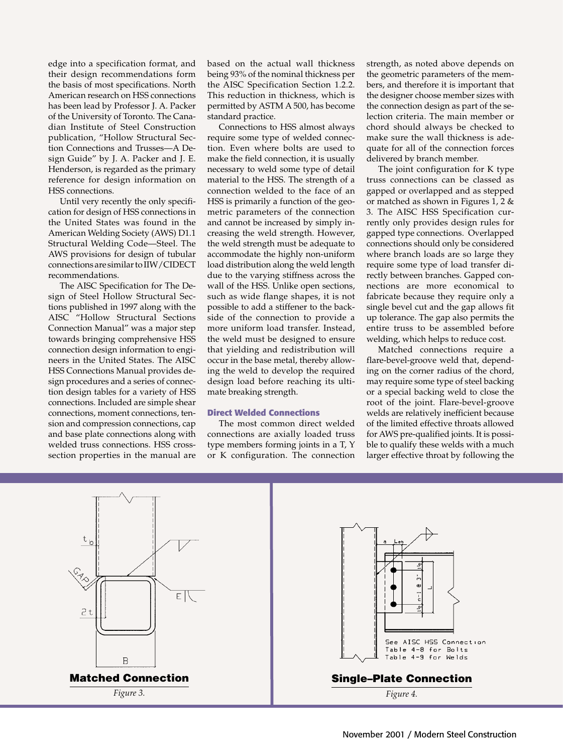edge into a specification format, and their design recommendations form the basis of most specifications. North American research on HSS connections has been lead by Professor J. A. Packer of the University of Toronto. The Canadian Institute of Steel Construction publication, "Hollow Structural Section Connections and Trusses—A Design Guide" by J. A. Packer and J. E. Henderson, is regarded as the primary reference for design information on HSS connections.

Until very recently the only specification for design of HSS connections in the United States was found in the American Welding Society (AWS) D1.1 Structural Welding Code—Steel. The AWS provisions for design of tubular connections are similar to IIW/CIDECT recommendations.

The AISC Specification for The Design of Steel Hollow Structural Sections published in 1997 along with the AISC "Hollow Structural Sections Connection Manual" was a major step towards bringing comprehensive HSS connection design information to engineers in the United States. The AISC HSS Connections Manual provides design procedures and a series of connection design tables for a variety of HSS connections. Included are simple shear connections, moment connections, tension and compression connections, cap and base plate connections along with welded truss connections. HSS cross-section properties in the manual are based on the actual wall thickness being 93% of the nominal thickness per the AISC Specification Section 1.2.2. This reduction in thickness, which is permitted by ASTM A 500, has become standard practice.

Connections to HSS almost always require some type of welded connection. Even where bolts are used to make the field connection, it is usually necessary to weld some type of detail material to the HSS. The strength of a connection welded to the face of an HSS is primarily a function of the geometric parameters of the connection and cannot be increased by simply increasing the weld strength. However, the weld strength must be adequate to accommodate the highly non-uniform load distribution along the weld length due to the varying stiffness across the wall of the HSS. Unlike open sections, such as wide flange shapes, it is not possible to add a stiffener to the backside of the connection to provide a more uniform load transfer. Instead, the weld must be designed to ensure that yielding and redistribution will occur in the base metal, thereby allowing the weld to develop the required design load before reaching its ultimate breaking strength.

### Direct Welded Connections

The most common direct welded connections are axially loaded truss type members forming joints in a T, Y or K configuration. The connection strength, as noted above depends on the geometric parameters of the members, and therefore it is important that the designer choose member sizes with the connection design as part of the selection criteria. The main member or chord should always be checked to make sure the wall thickness is adequate for all of the connection forces delivered by branch member.

The joint configuration for K type truss connections can be classed as gapped or overlapped and as stepped or matched as shown in Figures 1, 2 & 3. The AISC HSS Specification currently only provides design rules for gapped type connections. Overlapped connections should only be considered where branch loads are so large they require some type of load transfer directly between branches. Gapped connections are more economical to fabricate because they require only a single bevel cut and the gap allows fit up tolerance. The gap also permits the entire truss to be assembled before welding, which helps to reduce cost.

Matched connections require a flare-bevel-groove weld that, depending on the corner radius of the chord, may require some type of steel backing or a special backing weld to close the root of the joint. Flare-bevel-groove welds are relatively inefficient because of the limited effective throats allowed for AWS pre-qualified joints. It is possible to qualify these welds with a much larger effective throat by following the

**Matched Connection**

*Figure 3.*

**Single–Plate Connection**

*Figure 4.*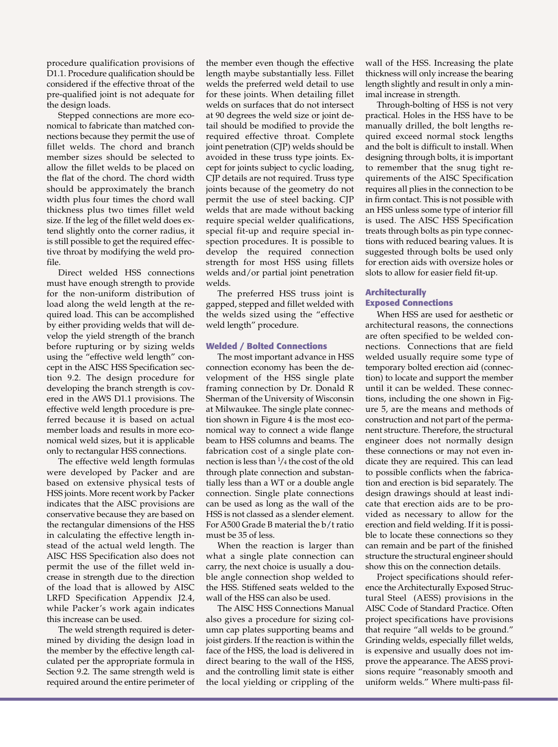procedure qualification provisions of D1.1. Procedure qualification should be considered if the effective throat of the pre-qualified joint is not adequate for the design loads.

Stepped connections are more economical to fabricate than matched connections because they permit the use of fillet welds. The chord and branch member sizes should be selected to allow the fillet welds to be placed on the flat of the chord. The chord width should be approximately the branch width plus four times the chord wall thickness plus two times fillet weld size. If the leg of the fillet weld does extend slightly onto the corner radius, it is still possible to get the required effective throat by modifying the weld profile.

Direct welded HSS connections must have enough strength to provide for the non-uniform distribution of load along the weld length at the required load. This can be accomplished by either providing welds that will develop the yield strength of the branch before rupturing or by sizing welds using the "effective weld length" concept in the AISC HSS Specification section 9.2. The design procedure for developing the branch strength is covered in the AWS D1.1 provisions. The effective weld length procedure is preferred because it is based on actual member loads and results in more economical weld sizes, but it is applicable only to rectangular HSS connections.

The effective weld length formulas were developed by Packer and are based on extensive physical tests of HSS joints. More recent work by Packer indicates that the AISC provisions are conservative because they are based on the rectangular dimensions of the HSS in calculating the effective length instead of the actual weld length. The AISC HSS Specification also does not permit the use of the fillet weld increase in strength due to the direction of the load that is allowed by AISC LRFD Specification Appendix J2.4, while Packer's work again indicates this increase can be used.

The weld strength required is determined by dividing the design load in the member by the effective length calculated per the appropriate formula in Section 9.2. The same strength weld is required around the entire perimeter of the member even though the effective length maybe substantially less. Fillet welds the preferred weld detail to use for these joints. When detailing fillet welds on surfaces that do not intersect at 90 degrees the weld size or joint detail should be modified to provide the required effective throat. Complete joint penetration (CJP) welds should be avoided in these truss type joints. Except for joints subject to cyclic loading, CJP details are not required. Truss type joints because of the geometry do not permit the use of steel backing. CJP welds that are made without backing require special welder qualifications, special fit-up and require special inspection procedures. It is possible to develop the required connection strength for most HSS using fillets welds and/or partial joint penetration welds.

The preferred HSS truss joint is gapped, stepped and fillet welded with the welds sized using the "effective weld length" procedure.

## Welded / Bolted Connections

The most important advance in HSS connection economy has been the development of the HSS single plate framing connection by Dr. Donald R Sherman of the University of Wisconsin at Milwaukee. The single plate connection shown in Figure 4 is the most economical way to connect a wide flange beam to HSS columns and beams. The fabrication cost of a single plate connection is less than $^{1}/_{4}$ the cost of the old through plate connection and substantially less than a WT or a double angle connection. Single plate connections can be used as long as the wall of the HSS is not classed as a slender element. For A500 Grade B material the b/t ratio must be 35 of less.

When the reaction is larger than what a single plate connection can carry, the next choice is usually a double angle connection shop welded to the HSS. Stiffened seats welded to the wall of the HSS can also be used.

The AISC HSS Connections Manual also gives a procedure for sizing column cap plates supporting beams and joist girders. If the reaction is within the face of the HSS, the load is delivered in direct bearing to the wall of the HSS, and the controlling limit state is either the local yielding or crippling of the wall of the HSS. Increasing the plate thickness will only increase the bearing length slightly and result in only a minimal increase in strength.

Through-bolting of HSS is not very practical. Holes in the HSS have to be manually drilled, the bolt lengths required exceed normal stock lengths and the bolt is difficult to install. When designing through bolts, it is important to remember that the snug tight requirements of the AISC Specification requires all plies in the connection to be in firm contact. This is not possible with an HSS unless some type of interior fill is used. The AISC HSS Specification treats through bolts as pin type connections with reduced bearing values. It is suggested through bolts be used only for erection aids with oversize holes or slots to allow for easier field fit-up.

## Architecturally Exposed Connections

When HSS are used for aesthetic or architectural reasons, the connections are often specified to be welded connections. Connections that are field welded usually require some type of temporary bolted erection aid (connection) to locate and support the member until it can be welded. These connections, including the one shown in Figure 5, are the means and methods of construction and not part of the permanent structure. Therefore, the structural engineer does not normally design these connections or may not even indicate they are required. This can lead to possible conflicts when the fabrication and erection is bid separately. The design drawings should at least indicate that erection aids are to be provided as necessary to allow for the erection and field welding. If it is possible to locate these connections so they can remain and be part of the finished structure the structural engineer should show this on the connection details.

Project specifications should reference the Architecturally Exposed Structural Steel (AESS) provisions in the AISC Code of Standard Practice. Often project specifications have provisions that require "all welds to be ground." Grinding welds, especially fillet welds, is expensive and usually does not improve the appearance. The AESS provisions require "reasonably smooth and uniform welds." Where multi-pass fil-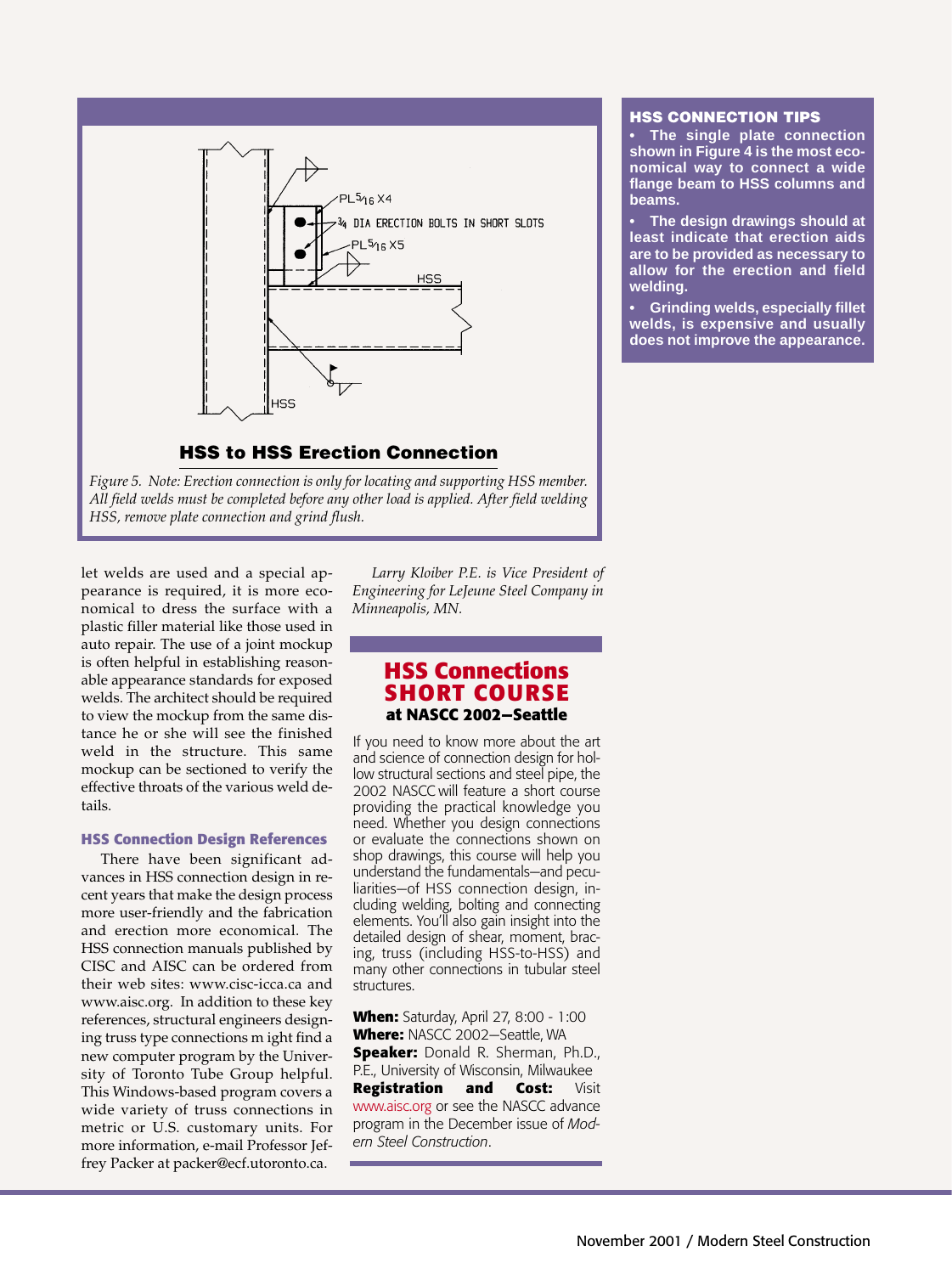PL5/16 X4

3/4 DIA ERECTION BOLTS IN SHORT SLOTS

PL5/16 X5

HSS

HSS

**HSS to HSS Erection Connection**

*Figure 5. Note: Erection connection is only for locating and supporting HSS member. All field welds must be completed before any other load is applied. After field welding HSS, remove plate connection and grind flush.*

let welds are used and a special appearance is required, it is more economical to dress the surface with a plastic filler material like those used in auto repair. The use of a joint mockup is often helpful in establishing reasonable appearance standards for exposed welds. The architect should be required to view the mockup from the same distance he or she will see the finished weld in the structure. This same mockup can be sectioned to verify the effective throats of the various weld details.

### HSS Connection Design References

There have been significant advances in HSS connection design in recent years that make the design process more user-friendly and the fabrication and erection more economical. The HSS connection manuals published by CISC and AISC can be ordered from their web sites: www.cisc-icca.ca and www.aisc.org. In addition to these key references, structural engineers designing truss type connections might find a new computer program by the University of Toronto Tube Group helpful. This Windows-based program covers a wide variety of truss connections in metric or U.S. customary units. For more information, e-mail Professor Jeffrey Packer at packer@ecf.utoronto.ca.

*Larry Kloiber P.E. is Vice President of Engineering for LeJeune Steel Company in Minneapolis, MN.*

## HSS Connections SHORT COURSE at NASCC 2002—Seattle

If you need to know more about the art and science of connection design for hollow structural sections and steel pipe, the 2002 NASCC will feature a short course providing the practical knowledge you need. Whether you design connections or evaluate the connections shown on shop drawings, this course will help you understand the fundamentals—and peculiarities—of HSS connection design, including welding, bolting and connecting elements. You'll also gain insight into the detailed design of shear, moment, bracing, truss (including HSS-to-HSS) and many other connections in tubular steel structures.

**When:** Saturday, April 27, 8:00 - 1:00
**Where:** NASCC 2002—Seattle, WA
**Speaker:** Donald R. Sherman, Ph.D., P.E., University of Wisconsin, Milwaukee
**Registration and Cost:** Visit www.aisc.org or see the NASCC advance program in the December issue of *Modern Steel Construction*.

### HSS CONNECTION TIPS

- **The single plate connection shown in Figure 4 is the most economical way to connect a wide flange beam to HSS columns and beams.**
- **The design drawings should at least indicate that erection aids are to be provided as necessary to allow for the erection and field welding.**
- **Grinding welds, especially fillet welds, is expensive and usually does not improve the appearance.**